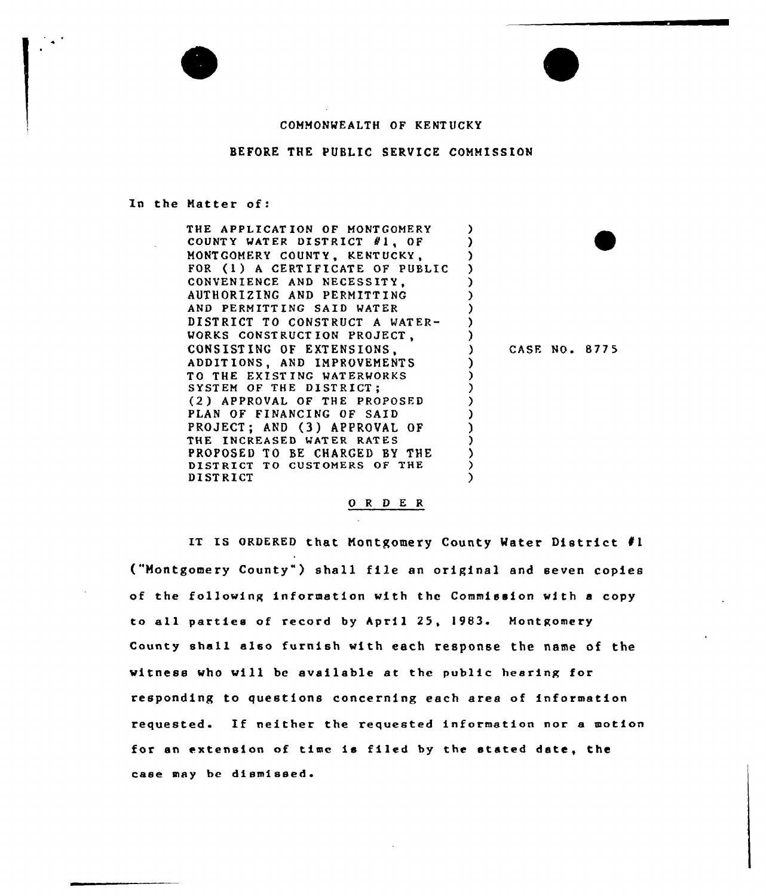COMMONWEALTH OF KENTUCKY

BEFORE THE PUBLIC SERVICE COMMISSION

In the Matter of:

| | | |
|---|---|---|
| THE APPLICATION OF MONTGOMERY COUNTY WATER DISTRICT #1, OF MONTGOMERY COUNTY, KENTUCKY, FOR (1) A CERTIFICATE OF PUBLIC CONVENIENCE AND NECESSITY, AUTHORIZING AND PERMITTING AND PERMITTING SAID WATER DISTRICT TO CONSTRUCT A WATER-WORKS CONSTRUCTION PROJECT, CONSISTING OF EXTENSIONS, ADDITIONS, AND IMPROVEMENTS TO THE EXISTING WATERWORKS SYSTEM OF THE DISTRICT; (2) APPROVAL OF THE PROPOSED PLAN OF FINANCING OF SAID PROJECT; AND (3) APPROVAL OF THE INCREASED WATER RATES PROPOSED TO BE CHARGED BY THE DISTRICT TO CUSTOMERS OF THE DISTRICT | ) | CASE NO. 8775 |

O R D E R

IT IS ORDERED that Montgomery County Water District #1 ("Montgomery County") shall file an original and seven copies of the following information with the Commission with a copy to all parties of record by April 25, 1983. Montgomery County shall also furnish with each response the name of the witness who will be available at the public hearing for responding to questions concerning each area of information requested. If neither the requested information nor a motion for an extension of time is filed by the stated date, the case may be dismissed.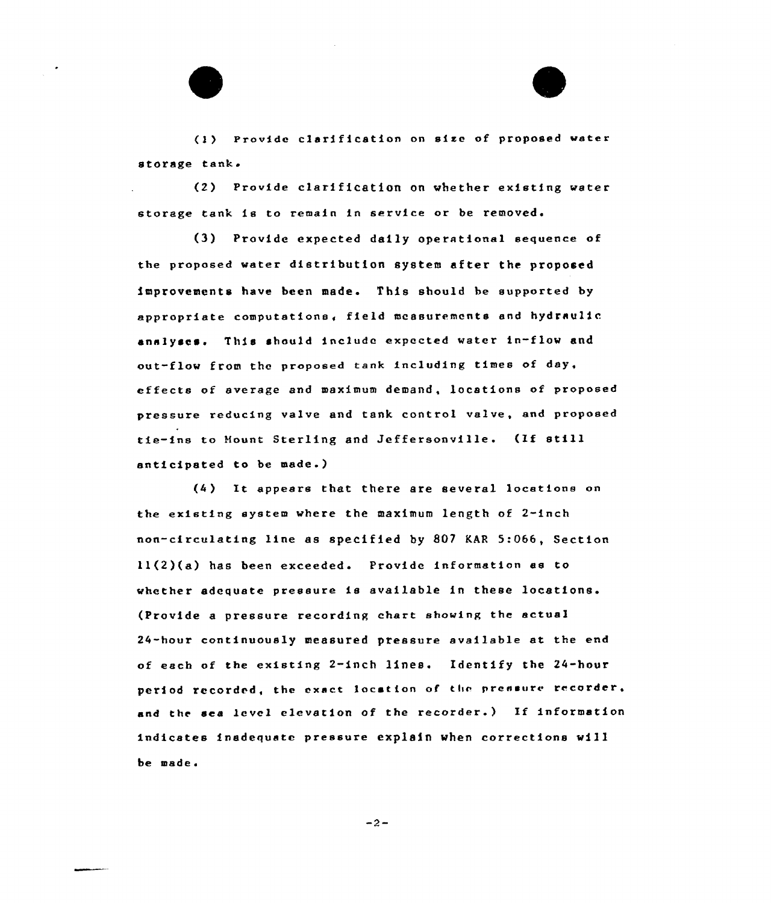(1) Provide clarification on size of proposed water storage tank.

(2) Provide clarification on whether existing water storage tank is to remain in service or be removed.

(3) Provide expected daily operational sequence of the proposed water distribution system after the proposed improvements have been made. This should be supported by appropriate computations, field measurements and hydraulic analyses. This should include expected water in-flow and out-flow from the proposed tank including times of day, effects of average and maximum demand, locations of proposed pressure reducing valve and tank control valve, and proposed tie-ins to Mount Sterling and Jeffersonville. (If still anticipated to be made.)

(4) It appears that there are several locations on the existing system where the maximum length of 2-inch non-circulating line as specified by 807 KAR 5:066, Section 11(2)(a) has been exceeded. Provide information as to whether adequate pressure is available in these locations. (Provide a pressure recording chart showing the actual 24-hour continuously measured pressure available at the end of each of the existing 2-inch lines. Identify the 24-hour period recorded, the exact location of the pressure recorder, and the sea level elevation of the recorder.) If information indicates inadequate pressure explain when corrections will be made.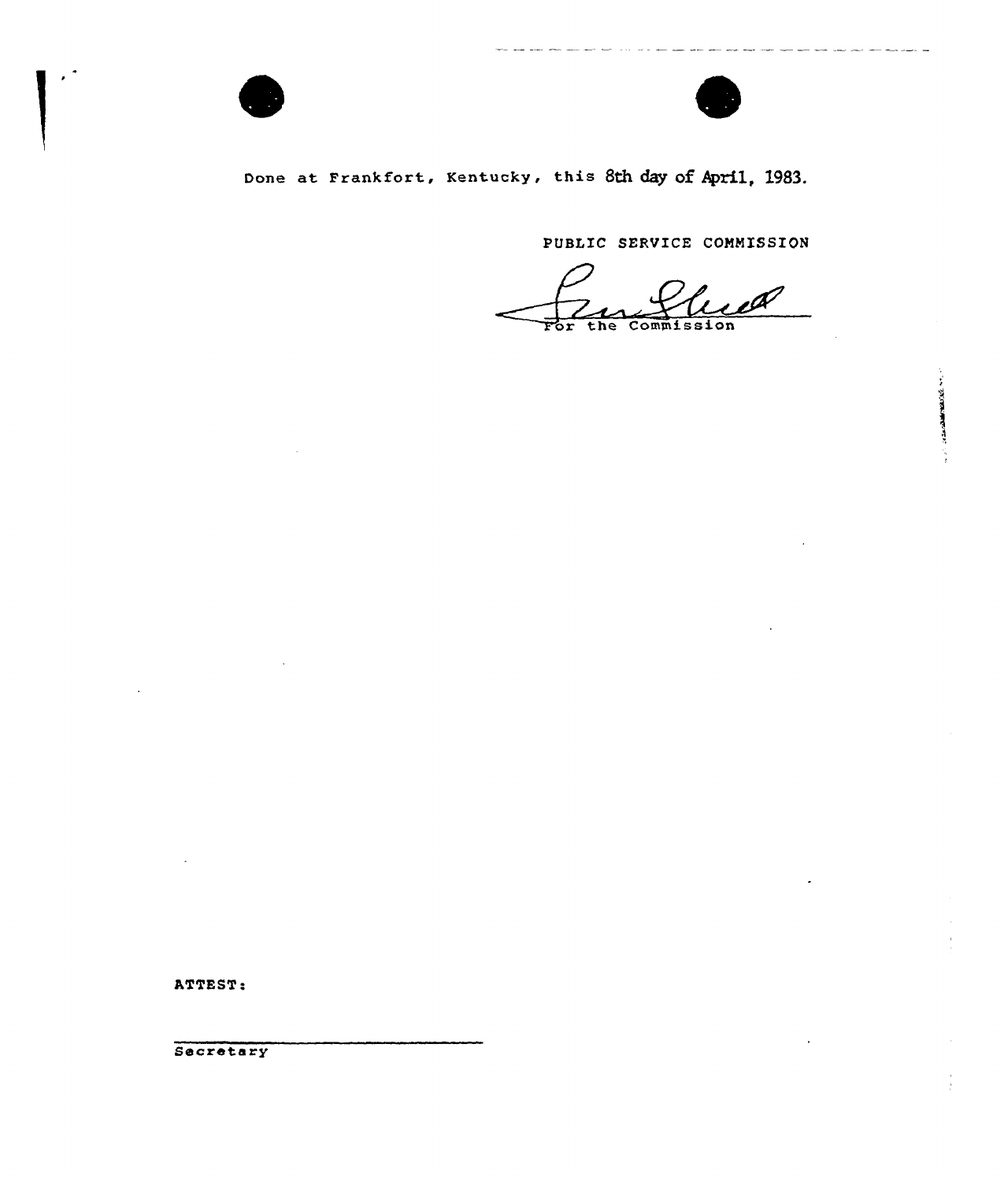Done at Frankfort, Kentucky, this 8th day of April, 1983.

PUBLIC SERVICE COMMISSION

For the Commission

ATTEST:

Secretary